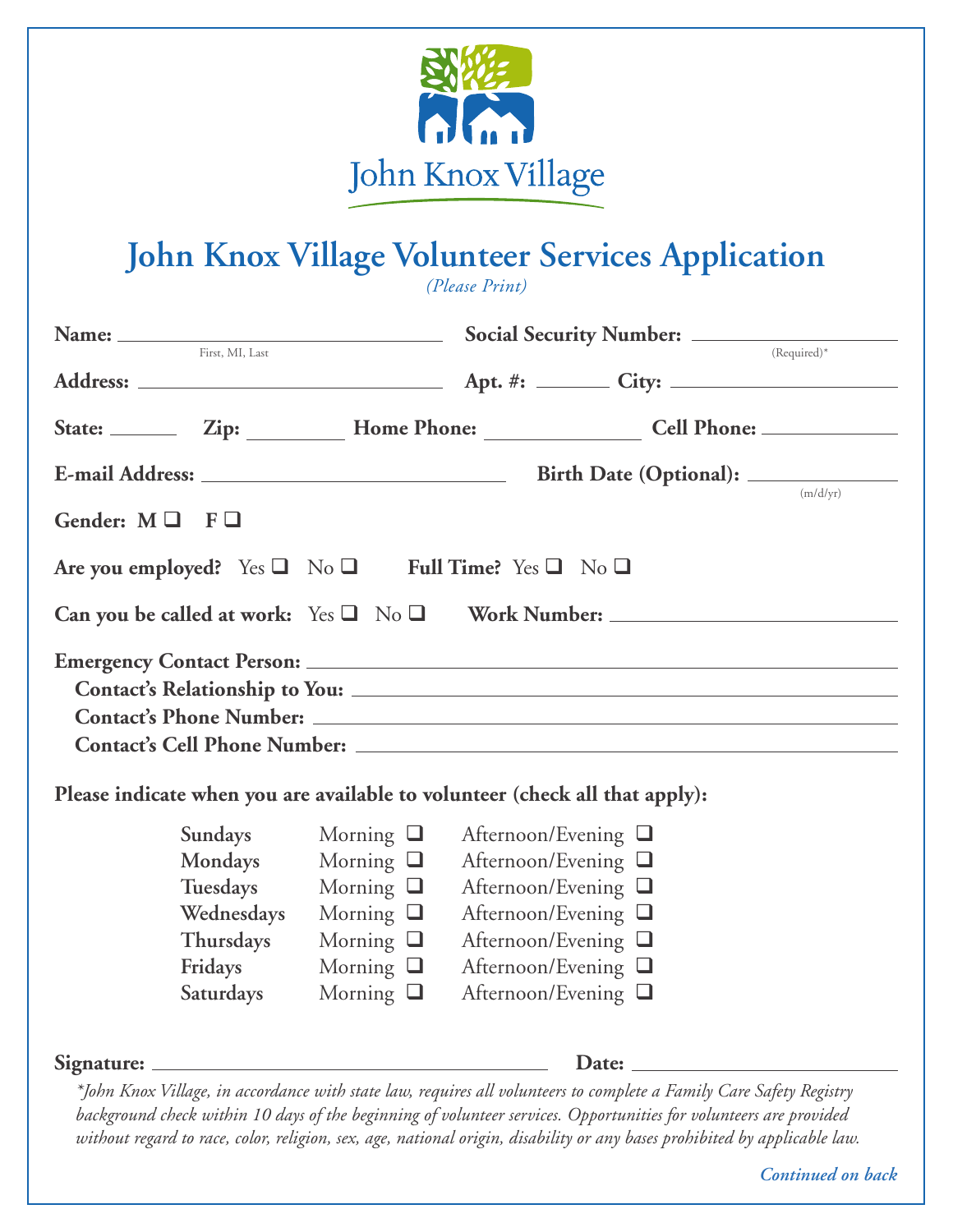John Knox Village

# John Knox Village Volunteer Services Application

*(Please Print)*

**Name:** ______________________________ **Social Security Number:** ____________________
First, MI, Last (Required)*

**Address:** ______________________________ **Apt. #:** ________ **City:** ____________________

**State:** ________ **Zip:** __________ **Home Phone:** ________________ **Cell Phone:** ______________

**E-mail Address:** ______________________________ **Birth Date (Optional):** ______________
(m/d/yr)

**Gender:** **M** ❑ **F** ❑

**Are you employed?** Yes ❑ No ❑ **Full Time?** Yes ❑ No ❑

**Can you be called at work:** Yes ❑ No ❑ **Work Number:** ______________________________

**Emergency Contact Person:** ______________________________
**Contact's Relationship to You:** ______________________________
**Contact's Phone Number:** ______________________________
**Contact's Cell Phone Number:** ______________________________

**Please indicate when you are available to volunteer (check all that apply):**

| | | |
|---|---|---|
| **Sundays** | Morning ❑ | Afternoon/Evening ❑ |
| **Mondays** | Morning ❑ | Afternoon/Evening ❑ |
| **Tuesdays** | Morning ❑ | Afternoon/Evening ❑ |
| **Wednesdays** | Morning ❑ | Afternoon/Evening ❑ |
| **Thursdays** | Morning ❑ | Afternoon/Evening ❑ |
| **Fridays** | Morning ❑ | Afternoon/Evening ❑ |
| **Saturdays** | Morning ❑ | Afternoon/Evening ❑ |

**Signature:** ______________________________ **Date:** ____________________

*\*John Knox Village, in accordance with state law, requires all volunteers to complete a Family Care Safety Registry background check within 10 days of the beginning of volunteer services. Opportunities for volunteers are provided without regard to race, color, religion, sex, age, national origin, disability or any bases prohibited by applicable law.*

***Continued on back***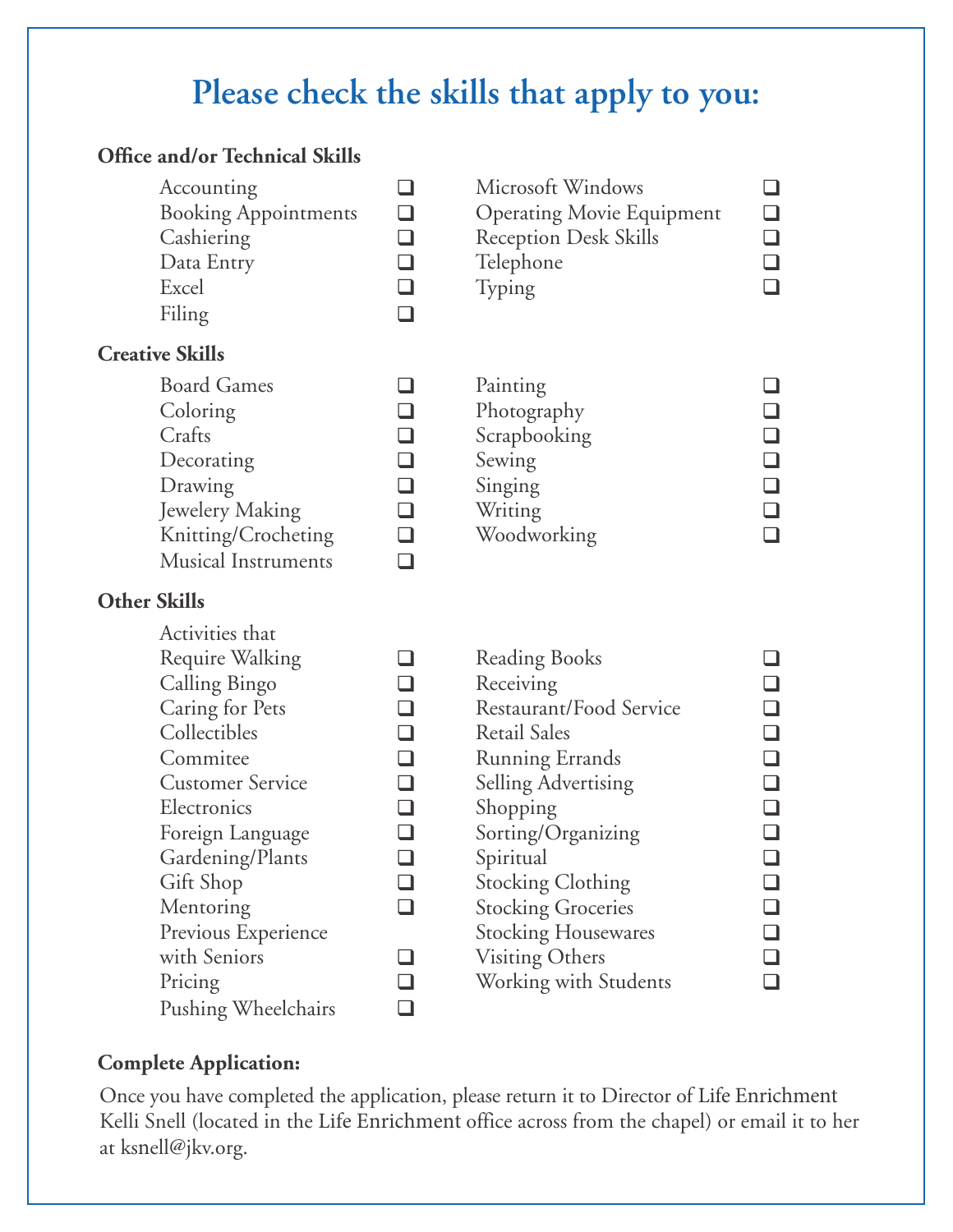# Please check the skills that apply to you:

**Office and/or Technical Skills**

- Accounting ☐
- Booking Appointments ☐
- Cashiering ☐
- Data Entry ☐
- Excel ☐
- Filing ☐
- Microsoft Windows ☐
- Operating Movie Equipment ☐
- Reception Desk Skills ☐
- Telephone ☐
- Typing ☐

**Creative Skills**

- Board Games ☐
- Coloring ☐
- Crafts ☐
- Decorating ☐
- Drawing ☐
- Jewelery Making ☐
- Knitting/Crocheting ☐
- Musical Instruments ☐
- Painting ☐
- Photography ☐
- Scrapbooking ☐
- Sewing ☐
- Singing ☐
- Writing ☐
- Woodworking ☐

**Other Skills**

- Activities that Require Walking ☐
- Calling Bingo ☐
- Caring for Pets ☐
- Collectibles ☐
- Commitee ☐
- Customer Service ☐
- Electronics ☐
- Foreign Language ☐
- Gardening/Plants ☐
- Gift Shop ☐
- Mentoring ☐
- Previous Experience with Seniors ☐
- Pricing ☐
- Pushing Wheelchairs ☐
- Reading Books ☐
- Receiving ☐
- Restaurant/Food Service ☐
- Retail Sales ☐
- Running Errands ☐
- Selling Advertising ☐
- Shopping ☐
- Sorting/Organizing ☐
- Spiritual ☐
- Stocking Clothing ☐
- Stocking Groceries ☐
- Stocking Housewares ☐
- Visiting Others ☐
- Working with Students ☐

**Complete Application:**

Once you have completed the application, please return it to Director of Life Enrichment Kelli Snell (located in the Life Enrichment office across from the chapel) or email it to her at ksnell@jkv.org.